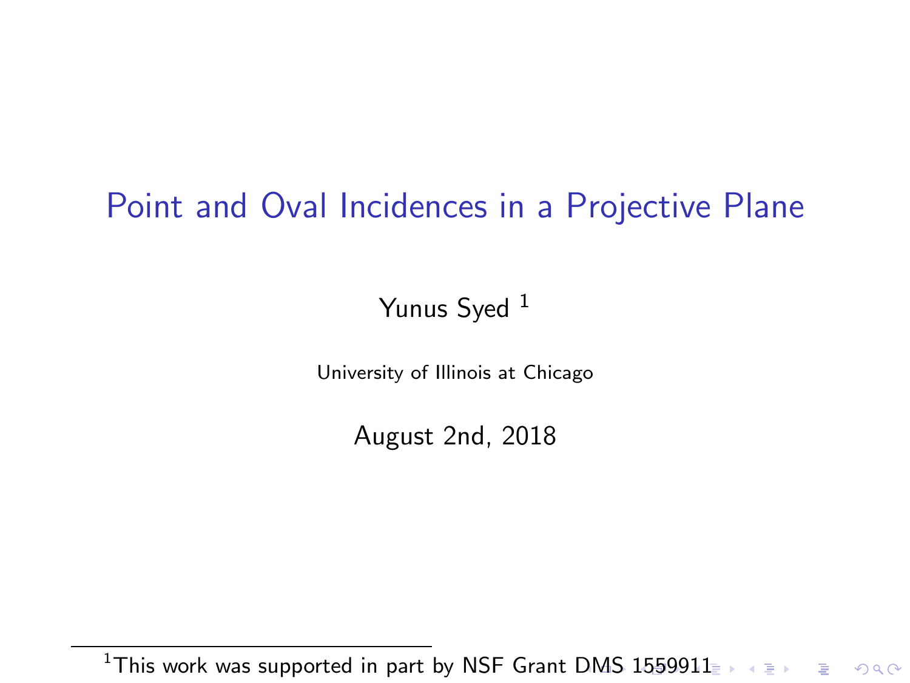# Point and Oval Incidences in a Projective Plane

Yunus Syed [1]

University of Illinois at Chicago

August 2nd, 2018

[1] This work was supported in part by NSF Grant DMS 1559911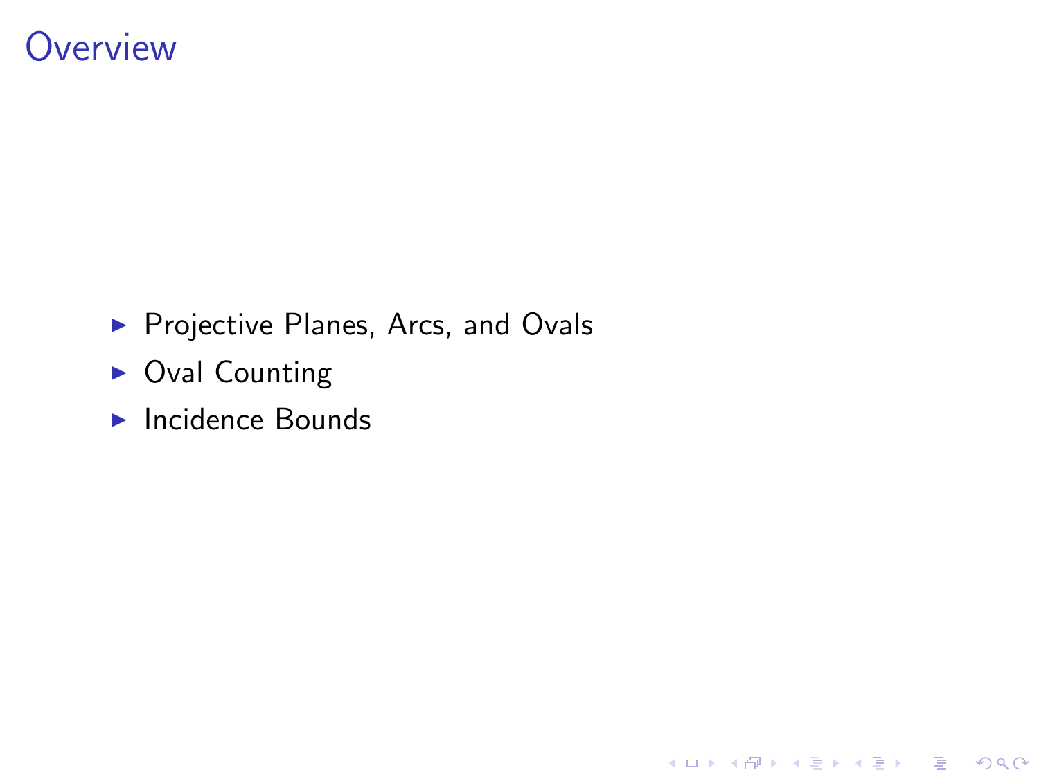# Overview

- Projective Planes, Arcs, and Ovals
- Oval Counting
- Incidence Bounds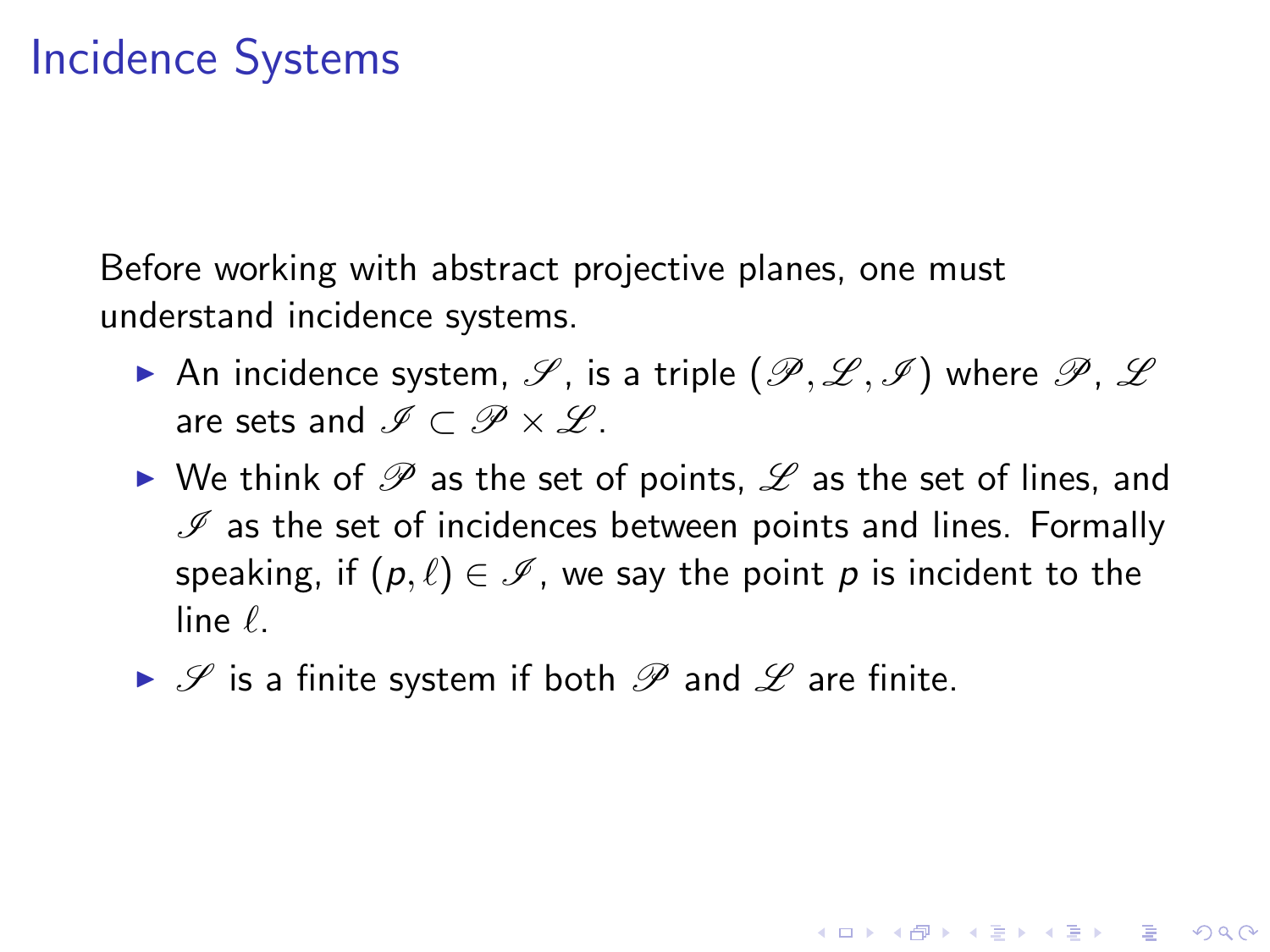# Incidence Systems

Before working with abstract projective planes, one must understand incidence systems.

- An incidence system, $\mathscr{S}$, is a triple $(\mathscr{P}, \mathscr{L}, \mathscr{I})$ where $\mathscr{P}$, $\mathscr{L}$ are sets and $\mathscr{I} \subset \mathscr{P} \times \mathscr{L}$.
- We think of $\mathscr{P}$ as the set of points, $\mathscr{L}$ as the set of lines, and $\mathscr{I}$ as the set of incidences between points and lines. Formally speaking, if $(p, \ell) \in \mathscr{I}$, we say the point $p$ is incident to the line $\ell$.
- $\mathscr{S}$ is a finite system if both $\mathscr{P}$ and $\mathscr{L}$ are finite.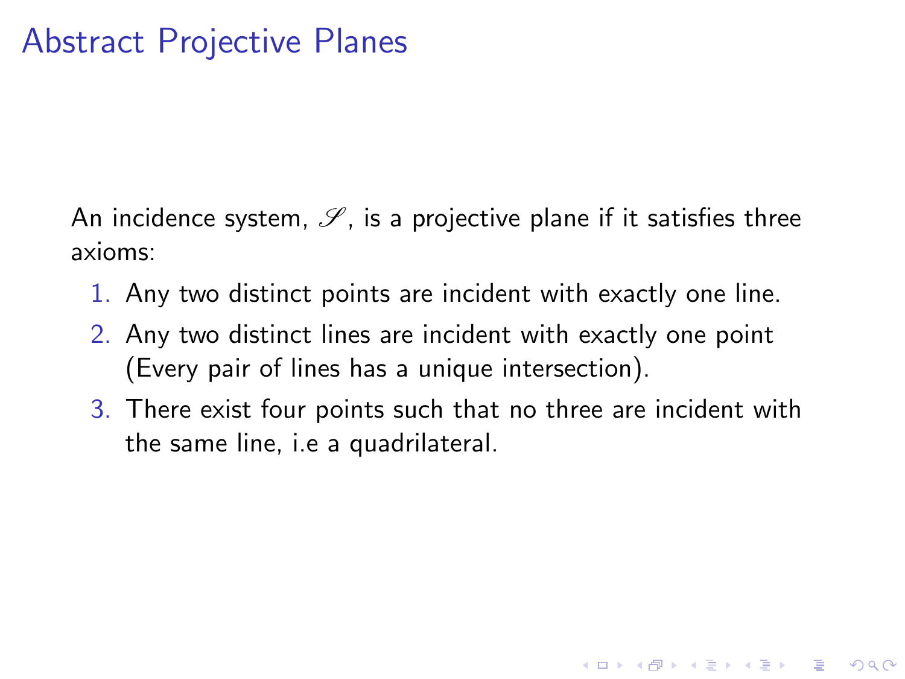# Abstract Projective Planes

An incidence system, $\mathscr{S}$, is a projective plane if it satisfies three axioms:

1. Any two distinct points are incident with exactly one line.
2. Any two distinct lines are incident with exactly one point (Every pair of lines has a unique intersection).
3. There exist four points such that no three are incident with the same line, i.e a quadrilateral.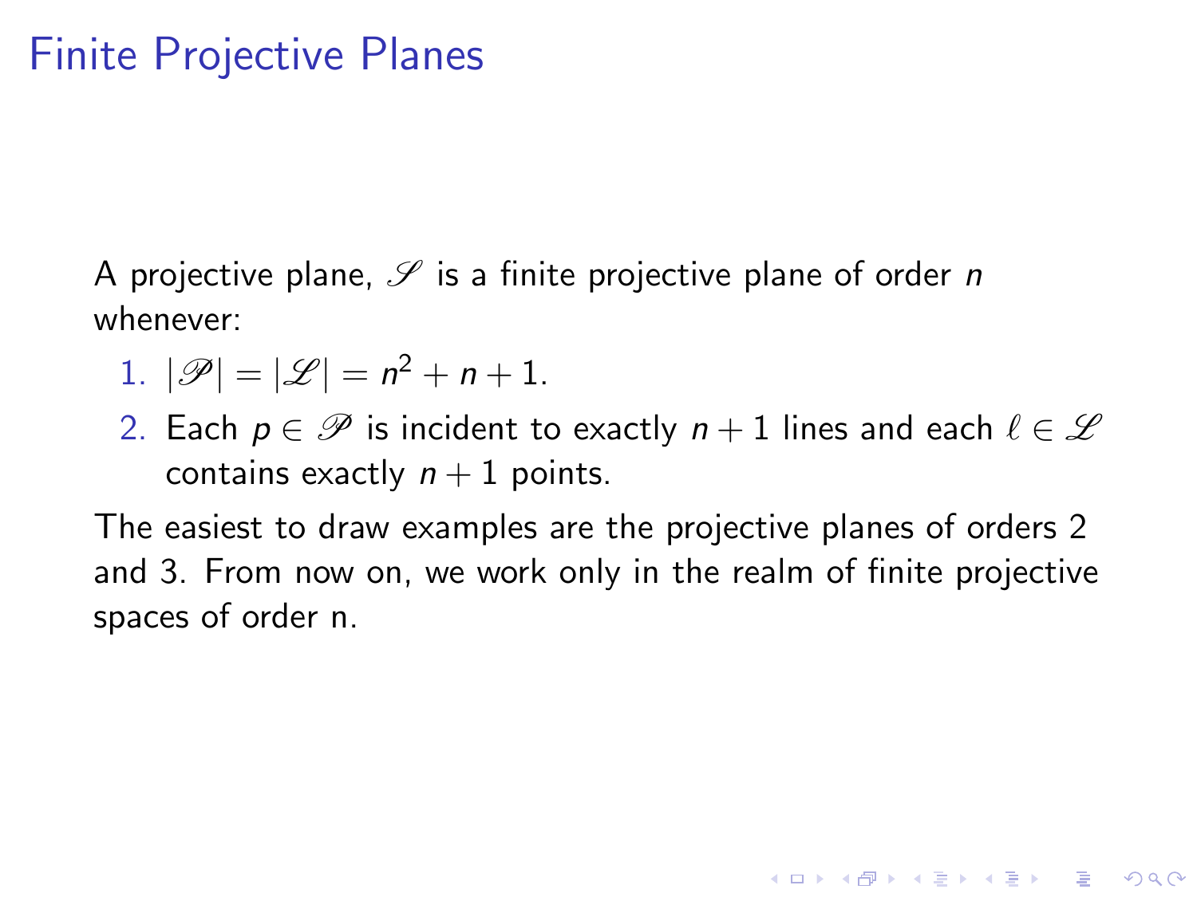# Finite Projective Planes

A projective plane, $\mathscr{S}$ is a finite projective plane of order $n$ whenever:

1. $|\mathscr{P}| = |\mathscr{L}| = n^2 + n + 1$.
2. Each $p \in \mathscr{P}$ is incident to exactly $n + 1$ lines and each $\ell \in \mathscr{L}$ contains exactly $n + 1$ points.

The easiest to draw examples are the projective planes of orders 2 and 3. From now on, we work only in the realm of finite projective spaces of order n.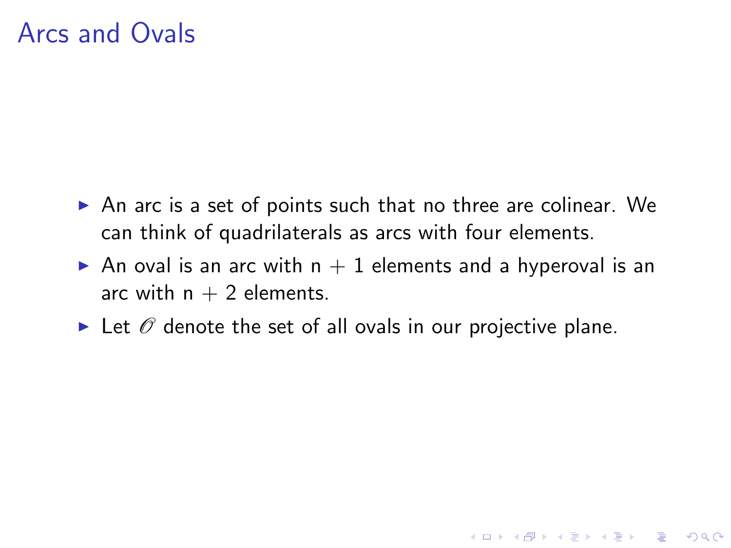# Arcs and Ovals

- An arc is a set of points such that no three are colinear. We can think of quadrilaterals as arcs with four elements.
- An oval is an arc with $n + 1$ elements and a hyperoval is an arc with $n + 2$ elements.
- Let $\mathscr{O}$ denote the set of all ovals in our projective plane.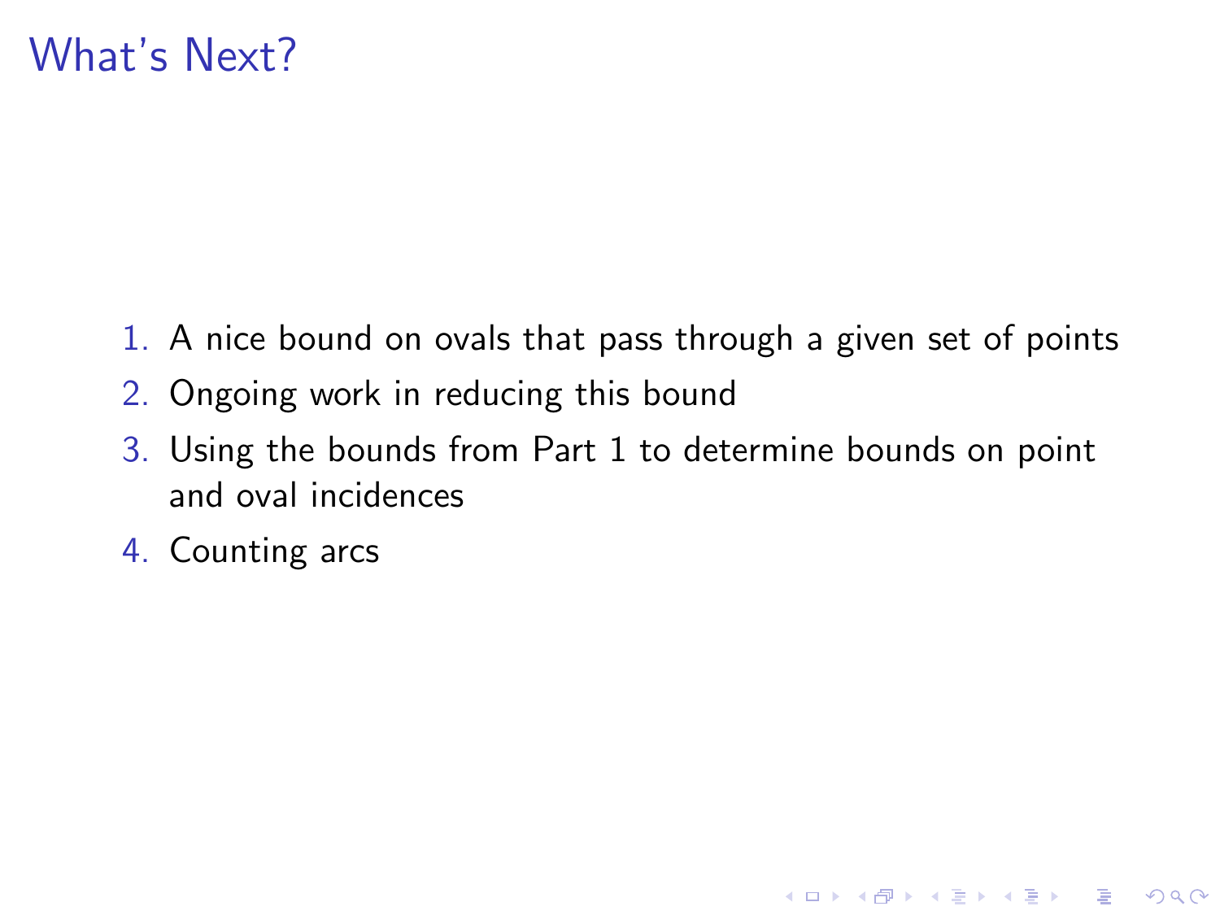# What's Next?

1. A nice bound on ovals that pass through a given set of points
2. Ongoing work in reducing this bound
3. Using the bounds from Part 1 to determine bounds on point and oval incidences
4. Counting arcs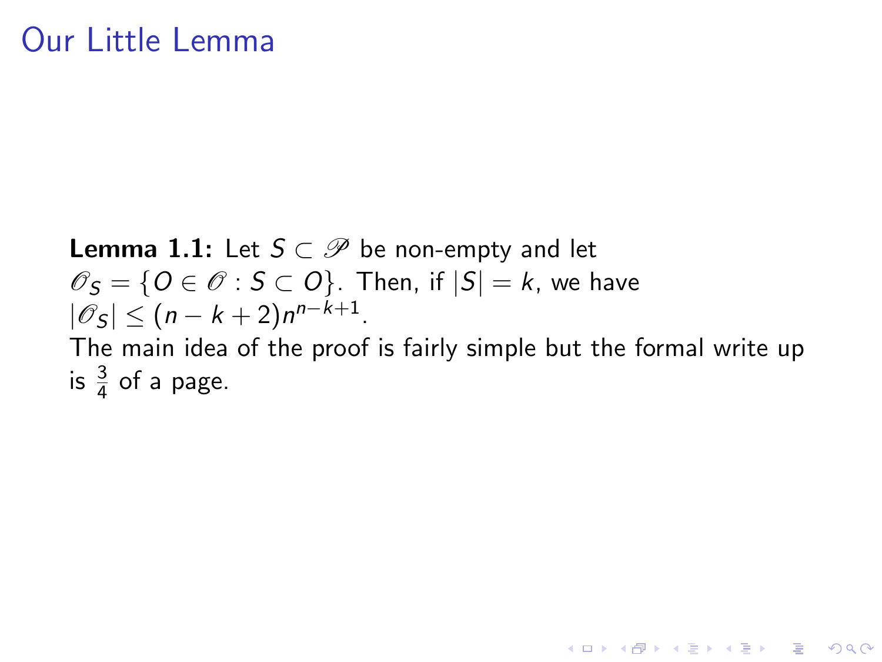# Our Little Lemma

**Lemma 1.1:** Let $S \subset \mathscr{P}$ be non-empty and let $\mathscr{O}_S = \{O \in \mathscr{O} : S \subset O\}$. Then, if $|S| = k$, we have $|\mathscr{O}_S| \leq (n-k+2)n^{n-k+1}$.

The main idea of the proof is fairly simple but the formal write up is $\frac{3}{4}$ of a page.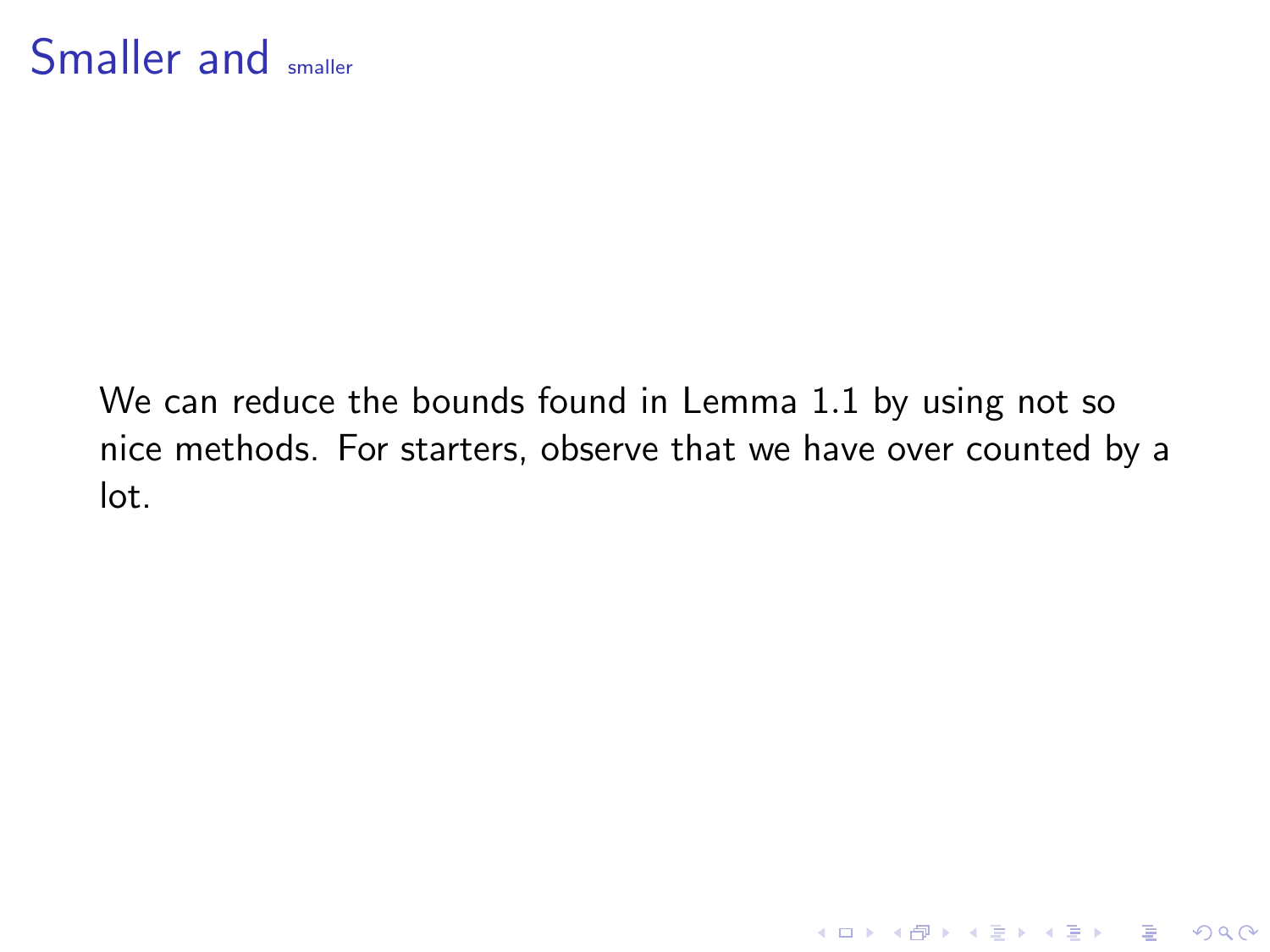# Smaller and smaller

We can reduce the bounds found in Lemma 1.1 by using not so nice methods. For starters, observe that we have over counted by a lot.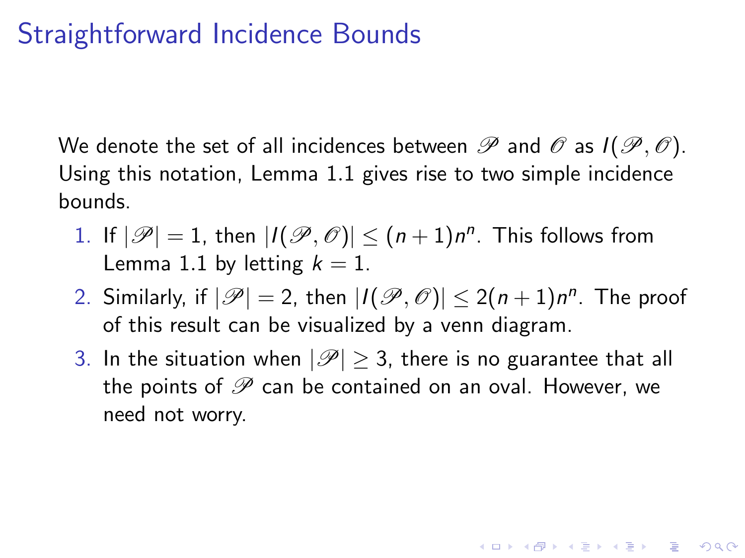# Straightforward Incidence Bounds

We denote the set of all incidences between $\mathscr{P}$ and $\mathscr{O}$ as $I(\mathscr{P}, \mathscr{O})$. Using this notation, Lemma 1.1 gives rise to two simple incidence bounds.

1. If $|\mathscr{P}| = 1$, then $|I(\mathscr{P}, \mathscr{O})| \leq (n+1)n^n$. This follows from Lemma 1.1 by letting $k = 1$.
2. Similarly, if $|\mathscr{P}| = 2$, then $|I(\mathscr{P}, \mathscr{O})| \leq 2(n+1)n^n$. The proof of this result can be visualized by a venn diagram.
3. In the situation when $|\mathscr{P}| \geq 3$, there is no guarantee that all the points of $\mathscr{P}$ can be contained on an oval. However, we need not worry.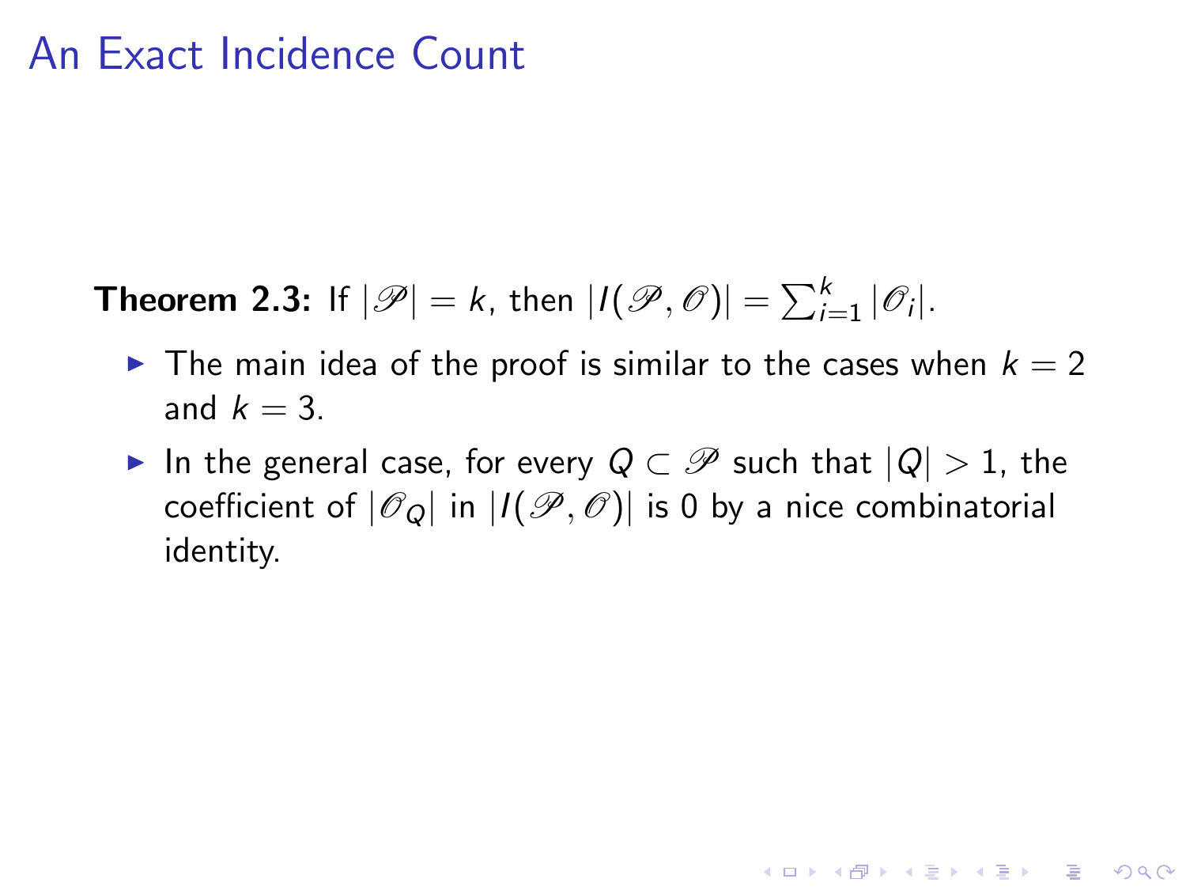# An Exact Incidence Count

**Theorem 2.3:** If $|\mathscr{P}| = k$, then $|I(\mathscr{P}, \mathscr{O})| = \sum_{i=1}^{k} |\mathscr{O}_i|$.

- The main idea of the proof is similar to the cases when $k = 2$ and $k = 3$.
- In the general case, for every $Q \subset \mathscr{P}$ such that $|Q| > 1$, the coefficient of $|\mathscr{O}_Q|$ in $|I(\mathscr{P}, \mathscr{O})|$ is 0 by a nice combinatorial identity.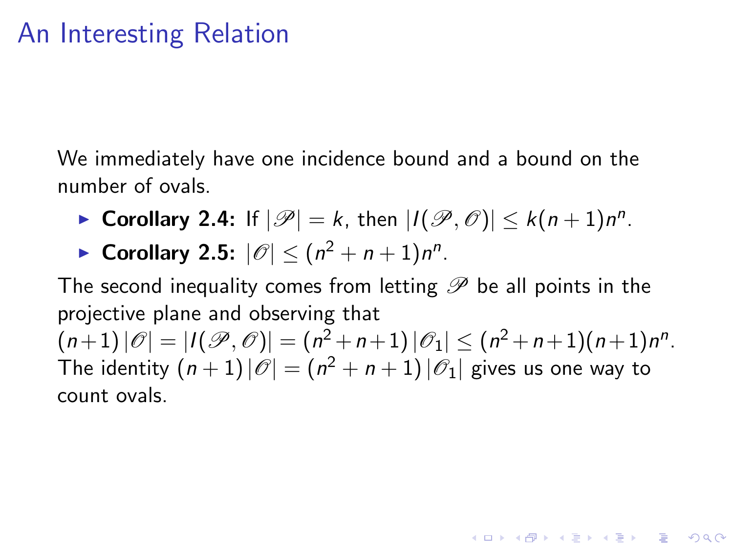# An Interesting Relation

We immediately have one incidence bound and a bound on the number of ovals.

- **Corollary 2.4:** If $|\mathscr{P}| = k$, then $|I(\mathscr{P}, \mathscr{O})| \leq k(n+1)n^n$.
- **Corollary 2.5:** $|\mathscr{O}| \leq (n^2+n+1)n^n$.

The second inequality comes from letting $\mathscr{P}$ be all points in the projective plane and observing that $(n+1)|\mathscr{O}| = |I(\mathscr{P}, \mathscr{O})| = (n^2+n+1)|\mathscr{O}_1| \leq (n^2+n+1)(n+1)n^n$. The identity $(n+1)|\mathscr{O}| = (n^2+n+1)|\mathscr{O}_1|$ gives us one way to count ovals.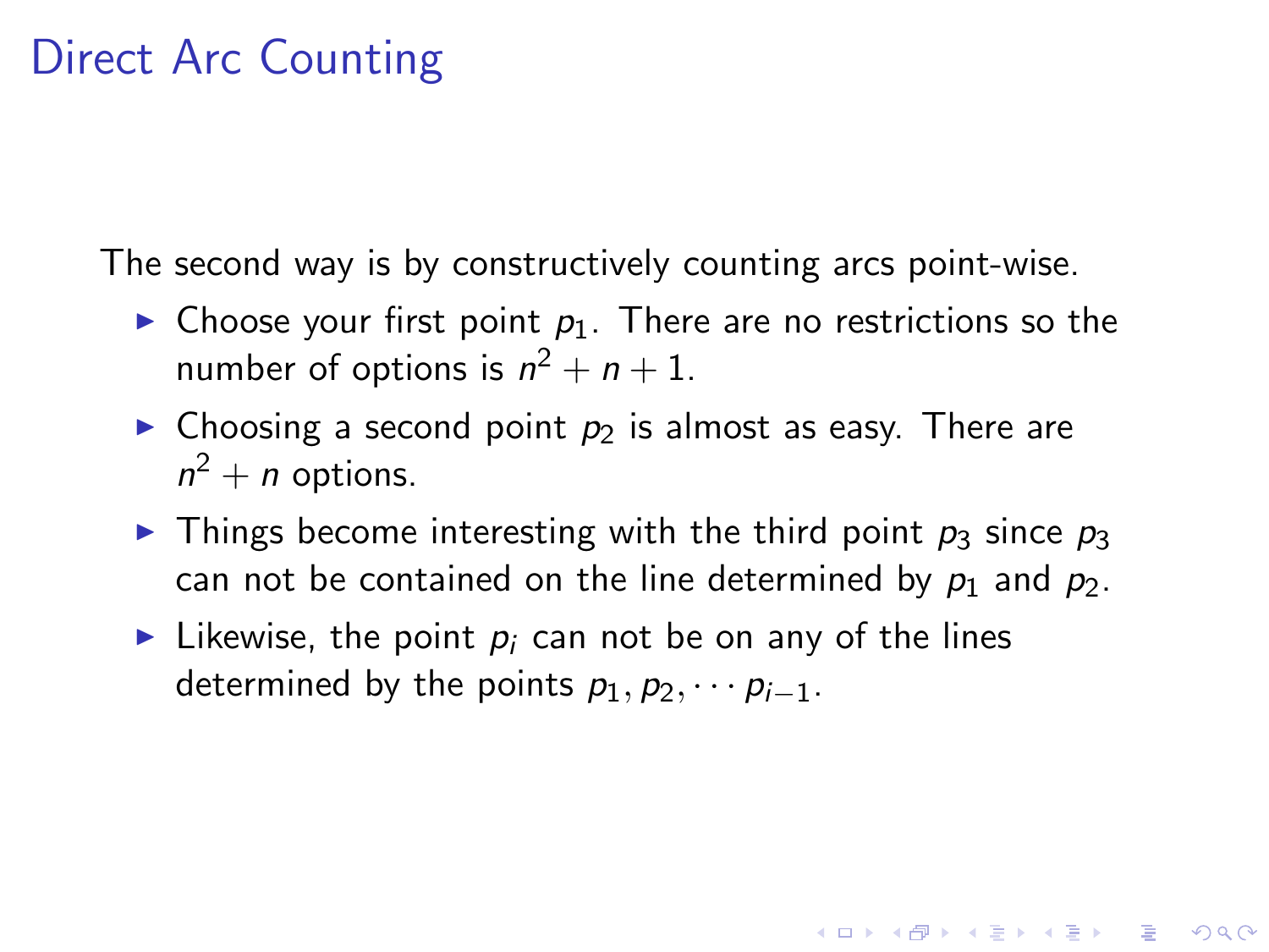# Direct Arc Counting

The second way is by constructively counting arcs point-wise.

- Choose your first point $p_1$. There are no restrictions so the number of options is $n^2 + n + 1$.
- Choosing a second point $p_2$ is almost as easy. There are $n^2 + n$ options.
- Things become interesting with the third point $p_3$ since $p_3$ can not be contained on the line determined by $p_1$ and $p_2$.
- Likewise, the point $p_i$ can not be on any of the lines determined by the points $p_1, p_2, \cdots p_{i-1}$.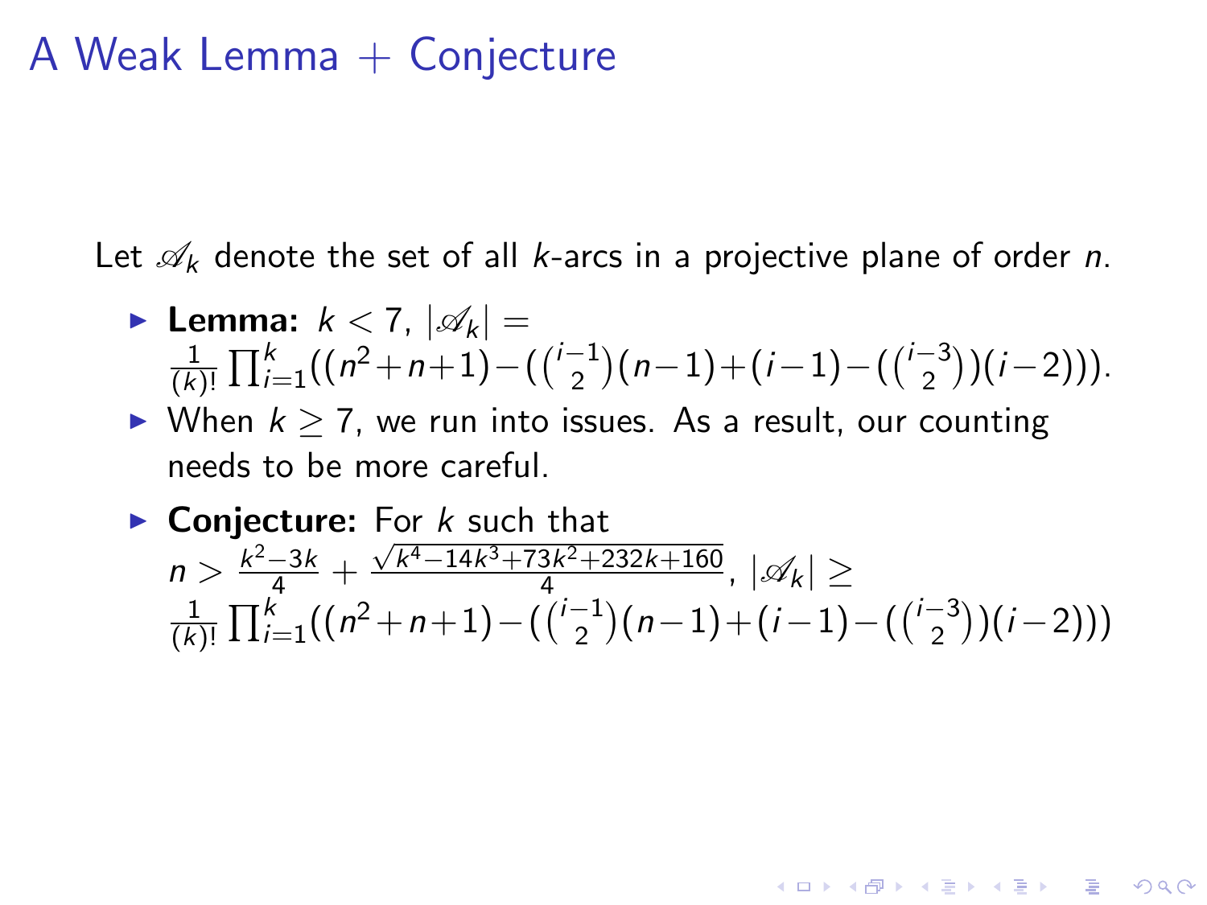# A Weak Lemma + Conjecture

Let $\mathscr{A}_k$ denote the set of all $k$-arcs in a projective plane of order $n$.

- **Lemma:** $k < 7$, $|\mathscr{A}_k| = \frac{1}{(k)!}\prod_{i=1}^{k}((n^2+n+1)-(\binom{i-1}{2}(n-1)+(i-1)-(\binom{i-3}{2})(i-2)))$.
- When $k \geq 7$, we run into issues. As a result, our counting needs to be more careful.
- **Conjecture:** For $k$ such that $n > \frac{k^2-3k}{4} + \frac{\sqrt{k^4-14k^3+73k^2+232k+160}}{4}$, $|\mathscr{A}_k| \geq \frac{1}{(k)!}\prod_{i=1}^{k}((n^2+n+1)-(\binom{i-1}{2}(n-1)+(i-1)-(\binom{i-3}{2})(i-2)))$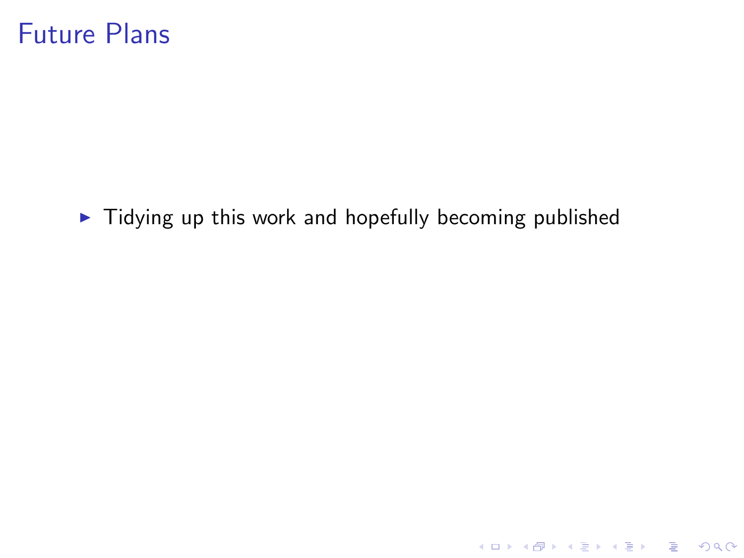# Future Plans

- Tidying up this work and hopefully becoming published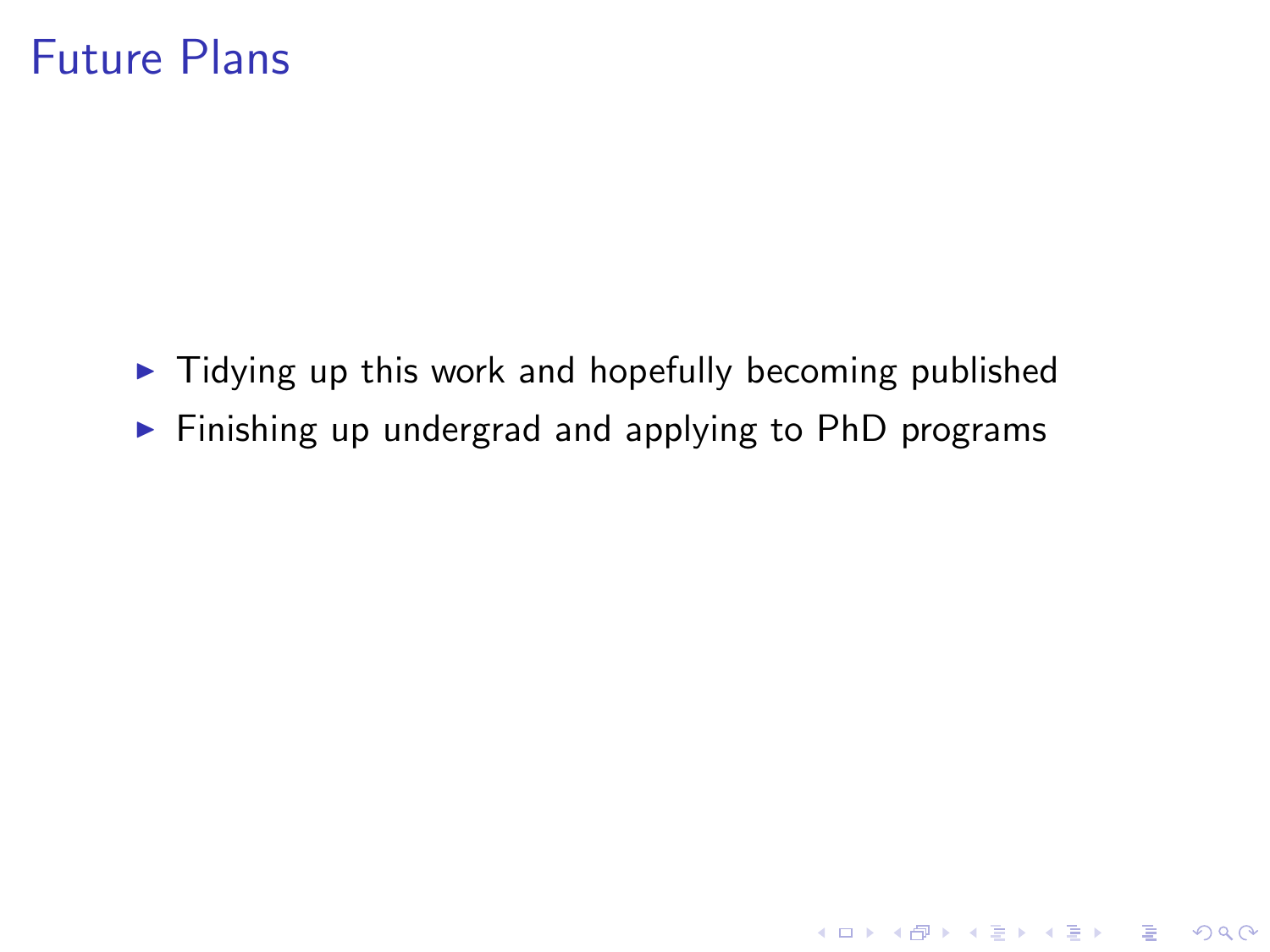# Future Plans

- Tidying up this work and hopefully becoming published
- Finishing up undergrad and applying to PhD programs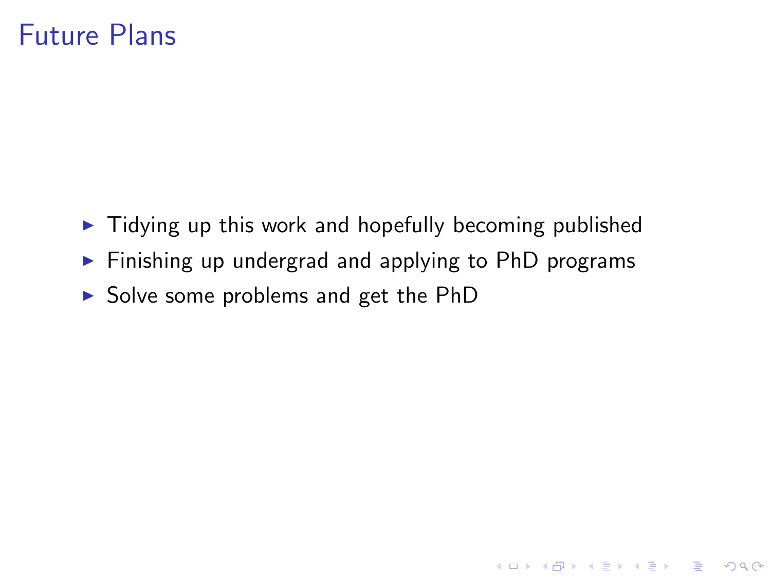# Future Plans

- Tidying up this work and hopefully becoming published
- Finishing up undergrad and applying to PhD programs
- Solve some problems and get the PhD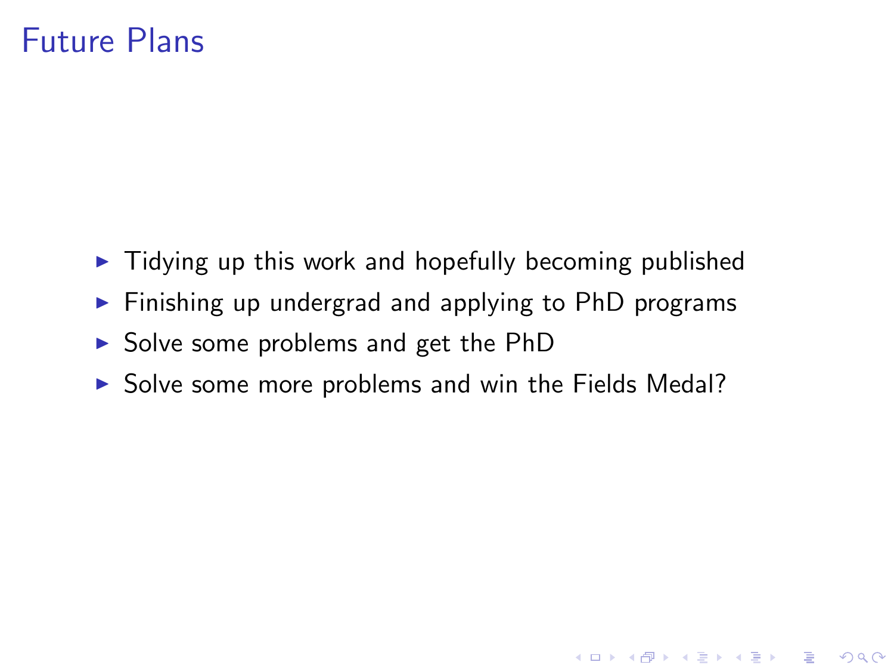# Future Plans

- Tidying up this work and hopefully becoming published
- Finishing up undergrad and applying to PhD programs
- Solve some problems and get the PhD
- Solve some more problems and win the Fields Medal?